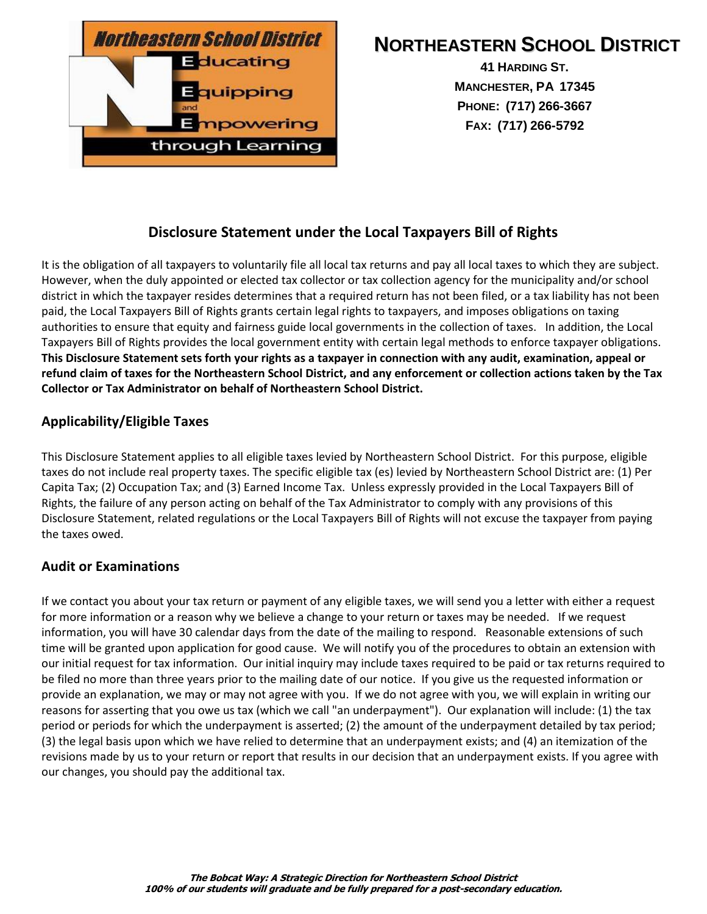# NORTHEASTERN SCHOOL DISTRICT

**41 HARDING ST.**
**MANCHESTER, PA 17345**
**PHONE: (717) 266-3667**
**FAX: (717) 266-5792**

## Disclosure Statement under the Local Taxpayers Bill of Rights

It is the obligation of all taxpayers to voluntarily file all local tax returns and pay all local taxes to which they are subject. However, when the duly appointed or elected tax collector or tax collection agency for the municipality and/or school district in which the taxpayer resides determines that a required return has not been filed, or a tax liability has not been paid, the Local Taxpayers Bill of Rights grants certain legal rights to taxpayers, and imposes obligations on taxing authorities to ensure that equity and fairness guide local governments in the collection of taxes. In addition, the Local Taxpayers Bill of Rights provides the local government entity with certain legal methods to enforce taxpayer obligations. **This Disclosure Statement sets forth your rights as a taxpayer in connection with any audit, examination, appeal or refund claim of taxes for the Northeastern School District, and any enforcement or collection actions taken by the Tax Collector or Tax Administrator on behalf of Northeastern School District.**

### Applicability/Eligible Taxes

This Disclosure Statement applies to all eligible taxes levied by Northeastern School District. For this purpose, eligible taxes do not include real property taxes. The specific eligible tax (es) levied by Northeastern School District are: (1) Per Capita Tax; (2) Occupation Tax; and (3) Earned Income Tax. Unless expressly provided in the Local Taxpayers Bill of Rights, the failure of any person acting on behalf of the Tax Administrator to comply with any provisions of this Disclosure Statement, related regulations or the Local Taxpayers Bill of Rights will not excuse the taxpayer from paying the taxes owed.

### Audit or Examinations

If we contact you about your tax return or payment of any eligible taxes, we will send you a letter with either a request for more information or a reason why we believe a change to your return or taxes may be needed. If we request information, you will have 30 calendar days from the date of the mailing to respond. Reasonable extensions of such time will be granted upon application for good cause. We will notify you of the procedures to obtain an extension with our initial request for tax information. Our initial inquiry may include taxes required to be paid or tax returns required to be filed no more than three years prior to the mailing date of our notice. If you give us the requested information or provide an explanation, we may or may not agree with you. If we do not agree with you, we will explain in writing our reasons for asserting that you owe us tax (which we call "an underpayment"). Our explanation will include: (1) the tax period or periods for which the underpayment is asserted; (2) the amount of the underpayment detailed by tax period; (3) the legal basis upon which we have relied to determine that an underpayment exists; and (4) an itemization of the revisions made by us to your return or report that results in our decision that an underpayment exists. If you agree with our changes, you should pay the additional tax.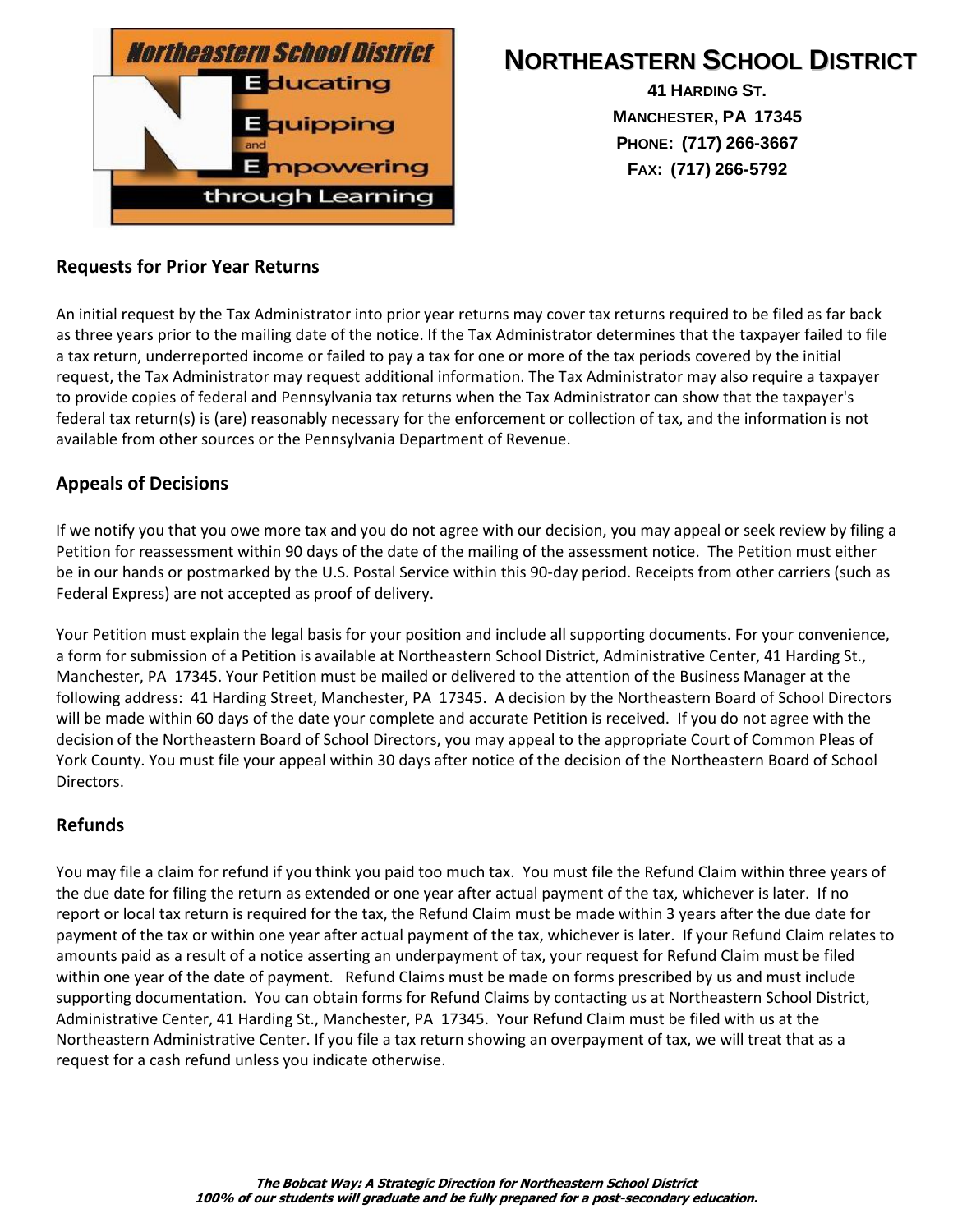# NORTHEASTERN SCHOOL DISTRICT

**41 HARDING ST.**
**MANCHESTER, PA 17345**
**PHONE: (717) 266-3667**
**FAX: (717) 266-5792**

## Requests for Prior Year Returns

An initial request by the Tax Administrator into prior year returns may cover tax returns required to be filed as far back as three years prior to the mailing date of the notice. If the Tax Administrator determines that the taxpayer failed to file a tax return, underreported income or failed to pay a tax for one or more of the tax periods covered by the initial request, the Tax Administrator may request additional information. The Tax Administrator may also require a taxpayer to provide copies of federal and Pennsylvania tax returns when the Tax Administrator can show that the taxpayer's federal tax return(s) is (are) reasonably necessary for the enforcement or collection of tax, and the information is not available from other sources or the Pennsylvania Department of Revenue.

## Appeals of Decisions

If we notify you that you owe more tax and you do not agree with our decision, you may appeal or seek review by filing a Petition for reassessment within 90 days of the date of the mailing of the assessment notice. The Petition must either be in our hands or postmarked by the U.S. Postal Service within this 90-day period. Receipts from other carriers (such as Federal Express) are not accepted as proof of delivery.

Your Petition must explain the legal basis for your position and include all supporting documents. For your convenience, a form for submission of a Petition is available at Northeastern School District, Administrative Center, 41 Harding St., Manchester, PA 17345. Your Petition must be mailed or delivered to the attention of the Business Manager at the following address: 41 Harding Street, Manchester, PA 17345. A decision by the Northeastern Board of School Directors will be made within 60 days of the date your complete and accurate Petition is received. If you do not agree with the decision of the Northeastern Board of School Directors, you may appeal to the appropriate Court of Common Pleas of York County. You must file your appeal within 30 days after notice of the decision of the Northeastern Board of School Directors.

## Refunds

You may file a claim for refund if you think you paid too much tax. You must file the Refund Claim within three years of the due date for filing the return as extended or one year after actual payment of the tax, whichever is later. If no report or local tax return is required for the tax, the Refund Claim must be made within 3 years after the due date for payment of the tax or within one year after actual payment of the tax, whichever is later. If your Refund Claim relates to amounts paid as a result of a notice asserting an underpayment of tax, your request for Refund Claim must be filed within one year of the date of payment. Refund Claims must be made on forms prescribed by us and must include supporting documentation. You can obtain forms for Refund Claims by contacting us at Northeastern School District, Administrative Center, 41 Harding St., Manchester, PA 17345. Your Refund Claim must be filed with us at the Northeastern Administrative Center. If you file a tax return showing an overpayment of tax, we will treat that as a request for a cash refund unless you indicate otherwise.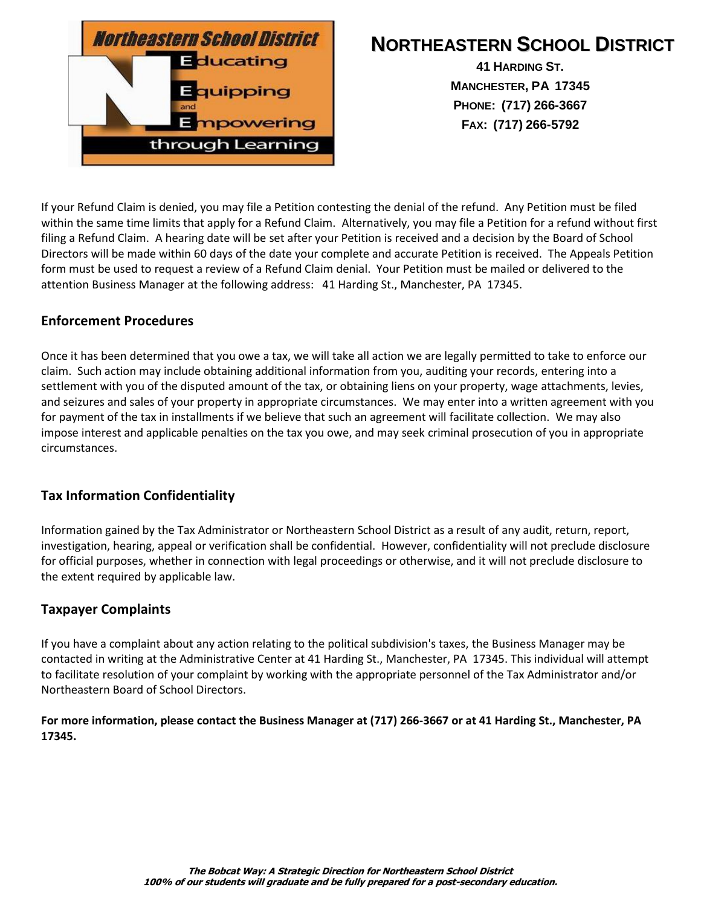# NORTHEASTERN SCHOOL DISTRICT

**41 HARDING ST.**
**MANCHESTER, PA 17345**
**PHONE: (717) 266-3667**
**FAX: (717) 266-5792**

If your Refund Claim is denied, you may file a Petition contesting the denial of the refund. Any Petition must be filed within the same time limits that apply for a Refund Claim. Alternatively, you may file a Petition for a refund without first filing a Refund Claim. A hearing date will be set after your Petition is received and a decision by the Board of School Directors will be made within 60 days of the date your complete and accurate Petition is received. The Appeals Petition form must be used to request a review of a Refund Claim denial. Your Petition must be mailed or delivered to the attention Business Manager at the following address: 41 Harding St., Manchester, PA 17345.

## Enforcement Procedures

Once it has been determined that you owe a tax, we will take all action we are legally permitted to take to enforce our claim. Such action may include obtaining additional information from you, auditing your records, entering into a settlement with you of the disputed amount of the tax, or obtaining liens on your property, wage attachments, levies, and seizures and sales of your property in appropriate circumstances. We may enter into a written agreement with you for payment of the tax in installments if we believe that such an agreement will facilitate collection. We may also impose interest and applicable penalties on the tax you owe, and may seek criminal prosecution of you in appropriate circumstances.

## Tax Information Confidentiality

Information gained by the Tax Administrator or Northeastern School District as a result of any audit, return, report, investigation, hearing, appeal or verification shall be confidential. However, confidentiality will not preclude disclosure for official purposes, whether in connection with legal proceedings or otherwise, and it will not preclude disclosure to the extent required by applicable law.

## Taxpayer Complaints

If you have a complaint about any action relating to the political subdivision's taxes, the Business Manager may be contacted in writing at the Administrative Center at 41 Harding St., Manchester, PA 17345. This individual will attempt to facilitate resolution of your complaint by working with the appropriate personnel of the Tax Administrator and/or Northeastern Board of School Directors.

**For more information, please contact the Business Manager at (717) 266-3667 or at 41 Harding St., Manchester, PA 17345.**

***The Bobcat Way: A Strategic Direction for Northeastern School District***
***100% of our students will graduate and be fully prepared for a post-secondary education.***